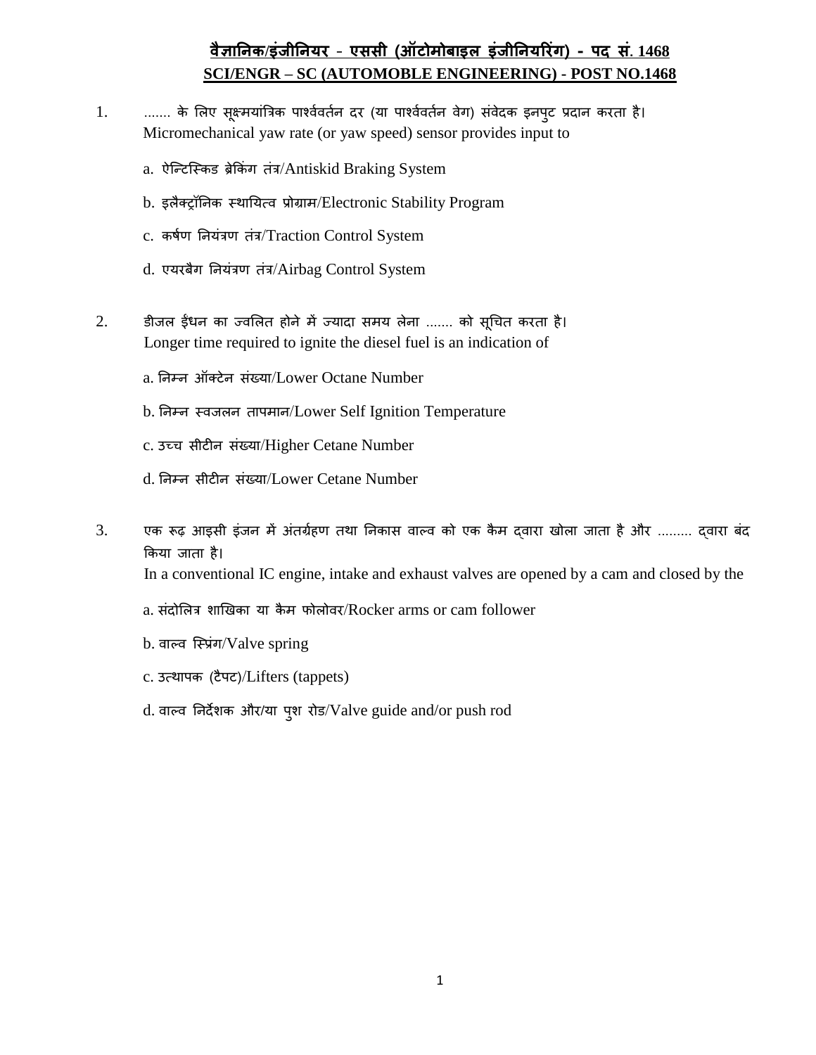# वैज्ञानिक/इंजीनियर - एससी (ऑटोमोबाइल इंजीनियरिंग) - पद सं. 1468
# SCI/ENGR – SC (AUTOMOBLE ENGINEERING) - POST NO.1468

1. ....... के लिए सूक्ष्मयांत्रिक पार्श्ववर्तन दर (या पार्श्ववर्तन वेग) संवेदक इनपुट प्रदान करता है।
   Micromechanical yaw rate (or yaw speed) sensor provides input to

   a. ऐन्टिस्किड ब्रेकिंग तंत्र/Antiskid Braking System

   b. इलैक्ट्रॉनिक स्थायित्व प्रोग्राम/Electronic Stability Program

   c. कर्षण नियंत्रण तंत्र/Traction Control System

   d. एयरबैग नियंत्रण तंत्र/Airbag Control System

2. डीजल ईंधन का ज्वलित होने में ज्यादा समय लेना ....... को सूचित करता है।
   Longer time required to ignite the diesel fuel is an indication of

   a. निम्न ऑक्टेन संख्या/Lower Octane Number

   b. निम्न स्वजलन तापमान/Lower Self Ignition Temperature

   c. उच्च सीटीन संख्या/Higher Cetane Number

   d. निम्न सीटीन संख्या/Lower Cetane Number

3. एक रूढ़ आइसी इंजन में अंतर्ग्रहण तथा निकास वाल्व को एक कैम द्वारा खोला जाता है और ......... द्वारा बंद किया जाता है।
   In a conventional IC engine, intake and exhaust valves are opened by a cam and closed by the

   a. संदोलित्र शाखिका या कैम फोलोवर/Rocker arms or cam follower

   b. वाल्व स्प्रिंग/Valve spring

   c. उत्थापक (टैपट)/Lifters (tappets)

   d. वाल्व निर्देशक और/या पुश रोड/Valve guide and/or push rod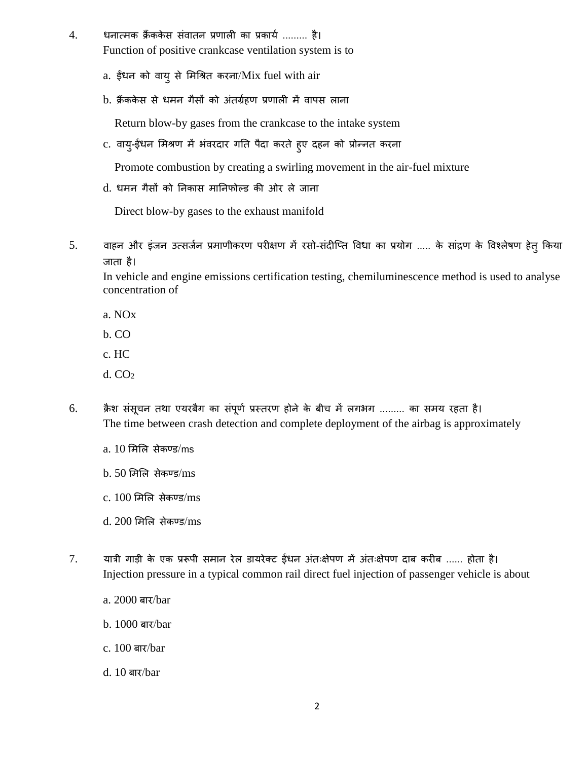4. धनात्मक क्रैंककेस संवातन प्रणाली का प्रकार्य ......... है।
   Function of positive crankcase ventilation system is to

   a. ईंधन को वायु से मिश्रित करना/Mix fuel with air

   b. क्रैंककेस से धमन गैसों को अंतर्ग्रहण प्रणाली में वापस लाना

      Return blow-by gases from the crankcase to the intake system

   c. वायु-ईंधन मिश्रण में भंवरदार गति पैदा करते हुए दहन को प्रोन्नत करना

      Promote combustion by creating a swirling movement in the air-fuel mixture

   d. धमन गैसों को निकास मानिफोल्ड की ओर ले जाना

      Direct blow-by gases to the exhaust manifold

5. वाहन और इंजन उत्सर्जन प्रमाणीकरण परीक्षण में रसो-संदीप्ति विधा का प्रयोग ..... के सांद्रण के विश्लेषण हेतु किया जाता है।
   In vehicle and engine emissions certification testing, chemiluminescence method is used to analyse concentration of

   a. NOx

   b. CO

   c. HC

   d. $CO_2$

6. क्रैश संसूचन तथा एयरबैग का संपूर्ण प्रस्तरण होने के बीच में लगभग ......... का समय रहता है।
   The time between crash detection and complete deployment of the airbag is approximately

   a. 10 मिलि सेकण्ड/ms

   b. 50 मिलि सेकण्ड/ms

   c. 100 मिलि सेकण्ड/ms

   d. 200 मिलि सेकण्ड/ms

7. यात्री गाड़ी के एक प्ररूपी समान रेल डायरेक्ट ईंधन अंतःक्षेपण में अंतःक्षेपण दाब करीब ...... होता है।
   Injection pressure in a typical common rail direct fuel injection of passenger vehicle is about

   a. 2000 बार/bar

   b. 1000 बार/bar

   c. 100 बार/bar

   d. 10 बार/bar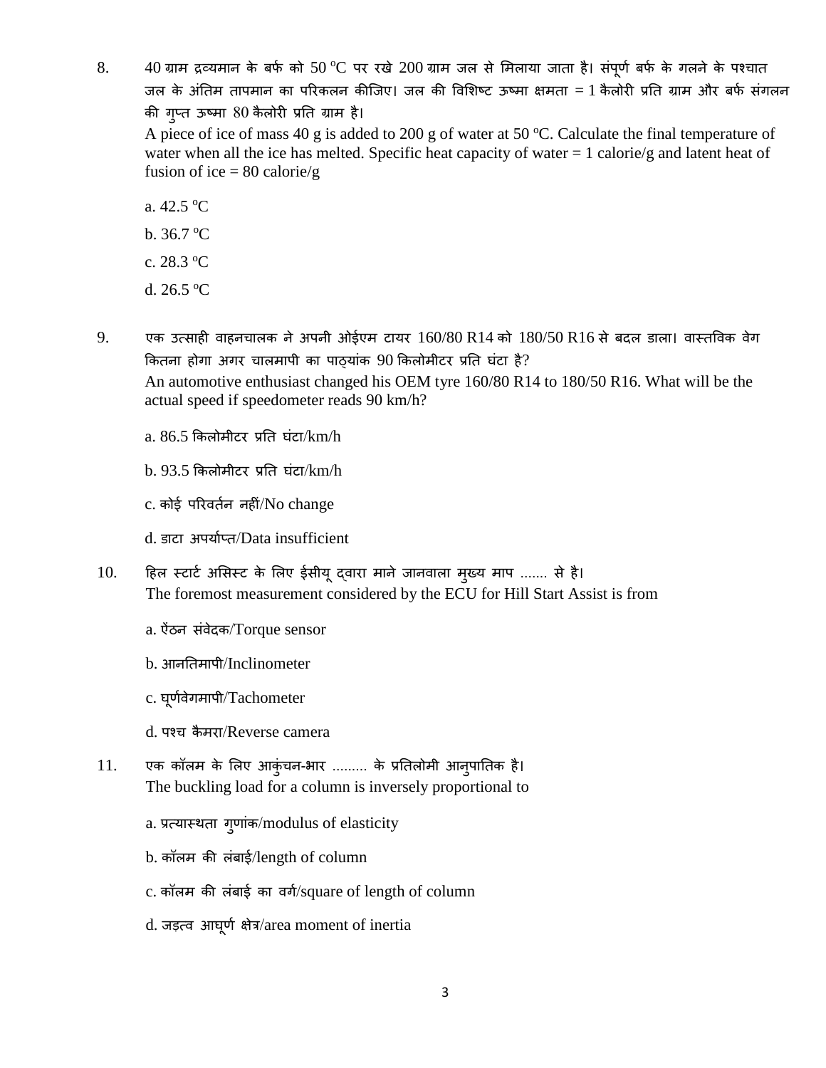8. 40 ग्राम द्रव्यमान के बर्फ को 50 $^{o}$C पर रखे 200 ग्राम जल से मिलाया जाता है। संपूर्ण बर्फ के गलने के पश्चात जल के अंतिम तापमान का परिकलन कीजिए। जल की विशिष्ट ऊष्मा क्षमता = 1 कैलोरी प्रति ग्राम और बर्फ संगलन की गुप्त ऊष्मा 80 कैलोरी प्रति ग्राम है।
   A piece of ice of mass 40 g is added to 200 g of water at 50 $^{o}$C. Calculate the final temperature of water when all the ice has melted. Specific heat capacity of water = 1 calorie/g and latent heat of fusion of ice = 80 calorie/g

   a. 42.5 $^{o}$C

   b. 36.7 $^{o}$C

   c. 28.3 $^{o}$C

   d. 26.5 $^{o}$C

9. एक उत्साही वाहनचालक ने अपनी ओईएम टायर 160/80 R14 को 180/50 R16 से बदल डाला। वास्तविक वेग कितना होगा अगर चालमापी का पाठ्यांक 90 किलोमीटर प्रति घंटा है?
   An automotive enthusiast changed his OEM tyre 160/80 R14 to 180/50 R16. What will be the actual speed if speedometer reads 90 km/h?

   a. 86.5 किलोमीटर प्रति घंटा/km/h

   b. 93.5 किलोमीटर प्रति घंटा/km/h

   c. कोई परिवर्तन नहीं/No change

   d. डाटा अपर्याप्त/Data insufficient

10. हिल स्टार्ट असिस्ट के लिए ईसीयू द्वारा माने जानवाला मुख्य माप ....... से है।
    The foremost measurement considered by the ECU for Hill Start Assist is from

    a. ऐंठन संवेदक/Torque sensor

    b. आनतिमापी/Inclinometer

    c. घूर्णवेगमापी/Tachometer

    d. पश्च कैमरा/Reverse camera

11. एक कॉलम के लिए आकुंचन-भार ......... के प्रतिलोमी आनुपातिक है।
    The buckling load for a column is inversely proportional to

    a. प्रत्यास्थता गुणांक/modulus of elasticity

    b. कॉलम की लंबाई/length of column

    c. कॉलम की लंबाई का वर्ग/square of length of column

    d. जड़त्व आघूर्ण क्षेत्र/area moment of inertia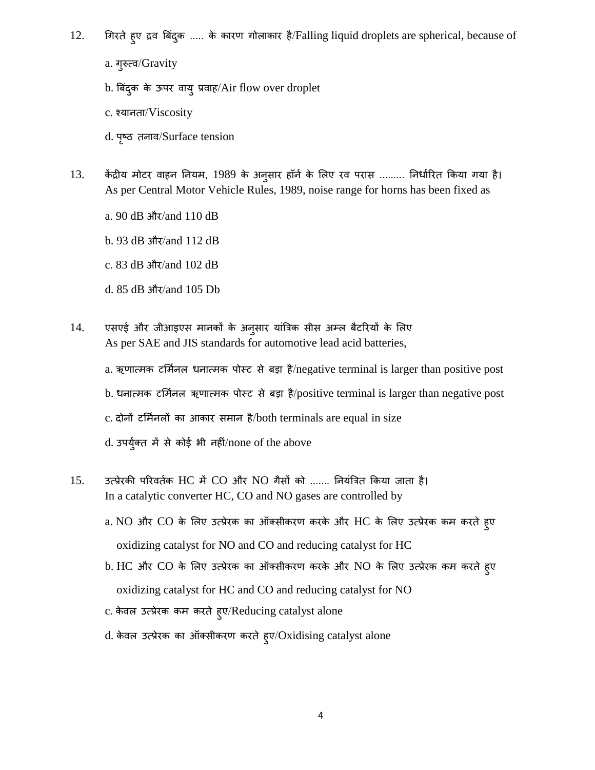12. गिरते हुए द्रव बिंदुक ..... के कारण गोलाकार है/Falling liquid droplets are spherical, because of

    a. गुरुत्व/Gravity

    b. बिंदुक के ऊपर वायु प्रवाह/Air flow over droplet

    c. श्यानता/Viscosity

    d. पृष्ठ तनाव/Surface tension

13. केंद्रीय मोटर वाहन नियम, 1989 के अनुसार हॉर्न के लिए रव परास ......... निर्धारित किया गया है।
    As per Central Motor Vehicle Rules, 1989, noise range for horns has been fixed as

    a. 90 dB और/and 110 dB

    b. 93 dB और/and 112 dB

    c. 83 dB और/and 102 dB

    d. 85 dB और/and 105 Db

14. एसएई और जीआइएस मानकों के अनुसार यांत्रिक सीस अम्ल बैटरियों के लिए
    As per SAE and JIS standards for automotive lead acid batteries,

    a. ऋणात्मक टर्मिनल धनात्मक पोस्ट से बड़ा है/negative terminal is larger than positive post

    b. धनात्मक टर्मिनल ऋणात्मक पोस्ट से बड़ा है/positive terminal is larger than negative post

    c. दोनों टर्मिनलों का आकार समान है/both terminals are equal in size

    d. उपर्युक्त में से कोई भी नहीं/none of the above

15. उत्प्रेरकी परिवर्तक HC में CO और NO गैसों को ....... नियंत्रित किया जाता है।
    In a catalytic converter HC, CO and NO gases are controlled by

    a. NO और CO के लिए उत्प्रेरक का ऑक्सीकरण करके और HC के लिए उत्प्रेरक कम करते हुए
       oxidizing catalyst for NO and CO and reducing catalyst for HC

    b. HC और CO के लिए उत्प्रेरक का ऑक्सीकरण करके और NO के लिए उत्प्रेरक कम करते हुए
       oxidizing catalyst for HC and CO and reducing catalyst for NO

    c. केवल उत्प्रेरक कम करते हुए/Reducing catalyst alone

    d. केवल उत्प्रेरक का ऑक्सीकरण करते हुए/Oxidising catalyst alone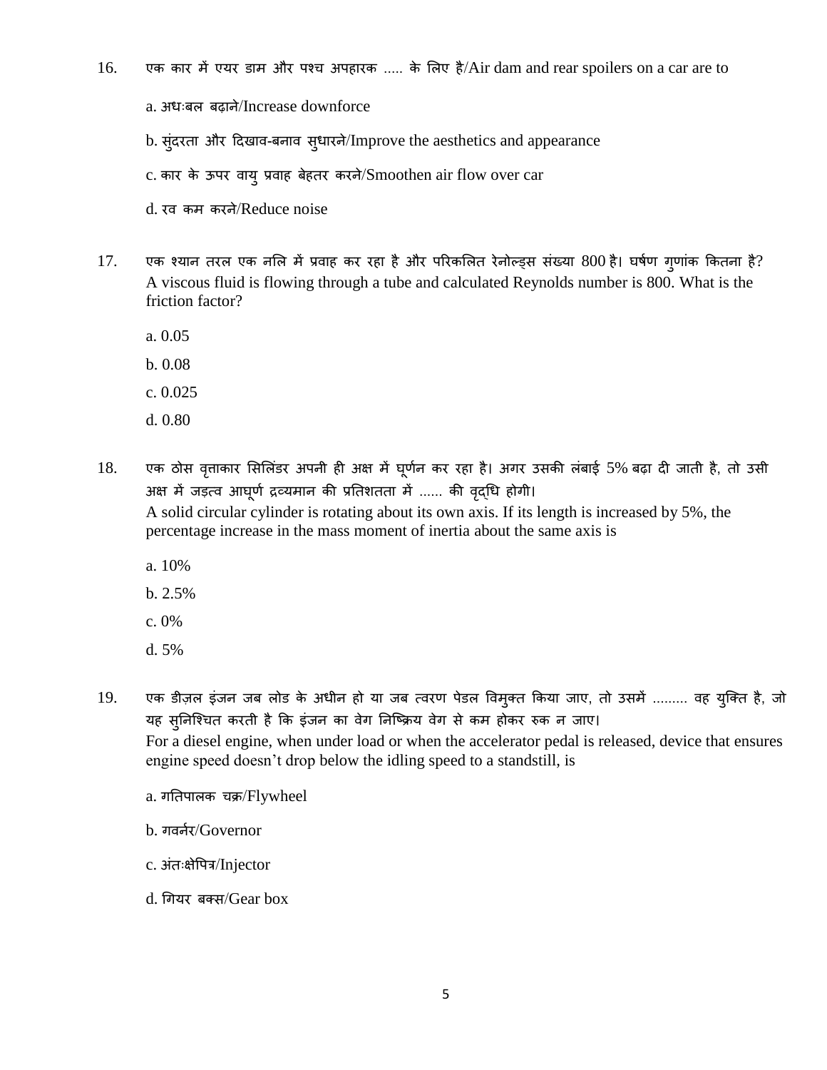16. एक कार में एयर डाम और पश्च अपहारक ..... के लिए है/Air dam and rear spoilers on a car are to

    a. अधःबल बढ़ाने/Increase downforce

    b. सुंदरता और दिखाव-बनाव सुधारने/Improve the aesthetics and appearance

    c. कार के ऊपर वायु प्रवाह बेहतर करने/Smoothen air flow over car

    d. रव कम करने/Reduce noise

17. एक श्यान तरल एक नलि में प्रवाह कर रहा है और परिकलित रेनोल्ड्स संख्या 800 है। घर्षण गुणांक कितना है?
    A viscous fluid is flowing through a tube and calculated Reynolds number is 800. What is the friction factor?

    a. 0.05

    b. 0.08

    c. 0.025

    d. 0.80

18. एक ठोस वृत्ताकार सिलिंडर अपनी ही अक्ष में घूर्णन कर रहा है। अगर उसकी लंबाई 5% बढ़ा दी जाती है, तो उसी अक्ष में जड़त्व आघूर्ण द्रव्यमान की प्रतिशतता में ...... की वृद्धि होगी।
    A solid circular cylinder is rotating about its own axis. If its length is increased by 5%, the percentage increase in the mass moment of inertia about the same axis is

    a. 10%

    b. 2.5%

    c. 0%

    d. 5%

19. एक डीज़ल इंजन जब लोड के अधीन हो या जब त्वरण पेडल विमुक्त किया जाए, तो उसमें ......... वह युक्ति है, जो यह सुनिश्चित करती है कि इंजन का वेग निष्क्रिय वेग से कम होकर रुक न जाए।
    For a diesel engine, when under load or when the accelerator pedal is released, device that ensures engine speed doesn't drop below the idling speed to a standstill, is

    a. गतिपालक चक्र/Flywheel

    b. गवर्नर/Governor

    c. अंतःक्षेपित्र/Injector

    d. गियर बक्स/Gear box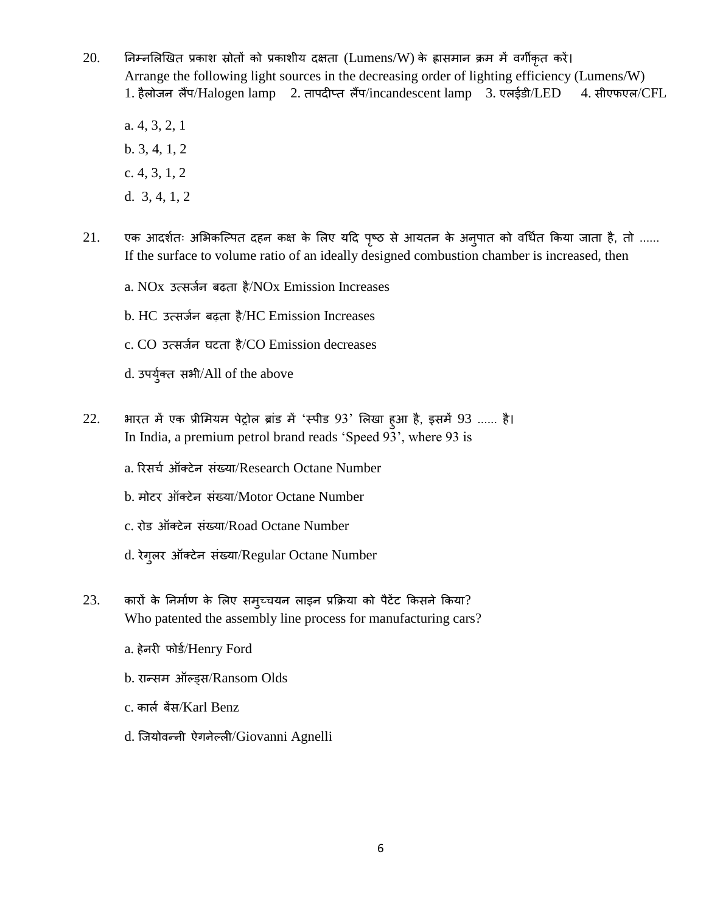20. निम्नलिखित प्रकाश स्रोतों को प्रकाशीय दक्षता (Lumens/W) के ह्रासमान क्रम में वर्गीकृत करें।
Arrange the following light sources in the decreasing order of lighting efficiency (Lumens/W)
1. हैलोजन लैंप/Halogen lamp 2. तापदीप्त लैंप/incandescent lamp 3. एलईडी/LED 4. सीएफएल/CFL

a. 4, 3, 2, 1

b. 3, 4, 1, 2

c. 4, 3, 1, 2

d. 3, 4, 1, 2

21. एक आदर्शतः अभिकल्पित दहन कक्ष के लिए यदि पृष्ठ से आयतन के अनुपात को वर्धित किया जाता है, तो ......
If the surface to volume ratio of an ideally designed combustion chamber is increased, then

a. NOx उत्सर्जन बढ़ता है/NOx Emission Increases

b. HC उत्सर्जन बढ़ता है/HC Emission Increases

c. CO उत्सर्जन घटता है/CO Emission decreases

d. उपर्युक्त सभी/All of the above

22. भारत में एक प्रीमियम पेट्रोल ब्रांड में 'स्पीड 93' लिखा हुआ है, इसमें 93 ...... है।
In India, a premium petrol brand reads 'Speed 93', where 93 is

a. रिसर्च ऑक्टेन संख्या/Research Octane Number

b. मोटर ऑक्टेन संख्या/Motor Octane Number

c. रोड ऑक्टेन संख्या/Road Octane Number

d. रेगुलर ऑक्टेन संख्या/Regular Octane Number

23. कारों के निर्माण के लिए समुच्चयन लाइन प्रक्रिया को पैटेंट किसने किया?
Who patented the assembly line process for manufacturing cars?

a. हेनरी फोर्ड/Henry Ford

b. रान्सम ऑल्ड्स/Ransom Olds

c. कार्ल बेंस/Karl Benz

d. जियोवन्नी ऐगनेल्ली/Giovanni Agnelli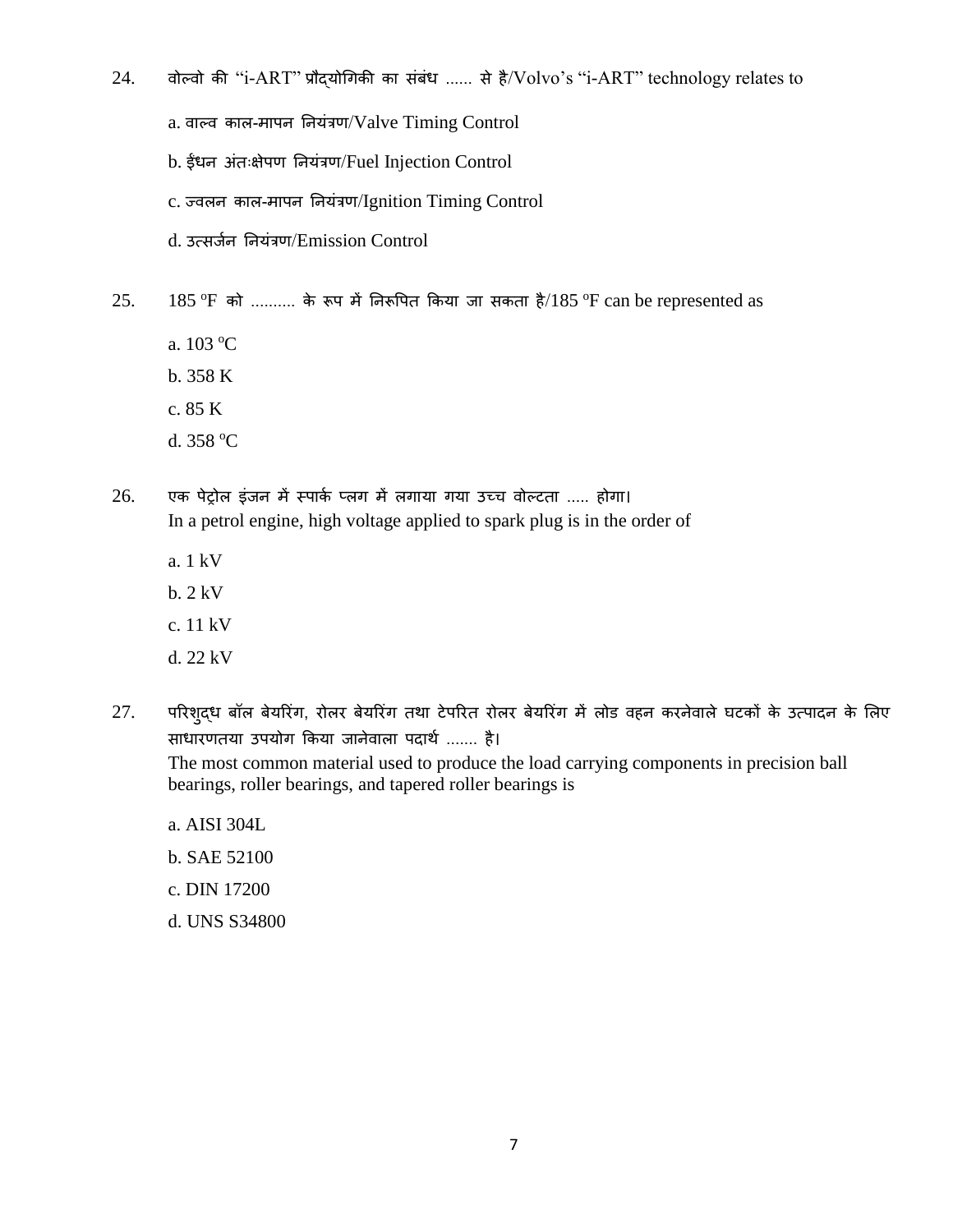24. वोल्वो की "i-ART" प्रौद्योगिकी का संबंध ...... से है/Volvo's "i-ART" technology relates to

    a. वाल्व काल-मापन नियंत्रण/Valve Timing Control

    b. ईंधन अंतःक्षेपण नियंत्रण/Fuel Injection Control

    c. ज्वलन काल-मापन नियंत्रण/Ignition Timing Control

    d. उत्सर्जन नियंत्रण/Emission Control

25. 185 $^oF$ को .......... के रूप में निरूपित किया जा सकता है/185 $^oF$ can be represented as

    a. 103 $^oC$

    b. 358 K

    c. 85 K

    d. 358 $^oC$

26. एक पेट्रोल इंजन में स्पार्क प्लग में लगाया गया उच्च वोल्टता ..... होगा।
    In a petrol engine, high voltage applied to spark plug is in the order of

    a. 1 kV

    b. 2 kV

    c. 11 kV

    d. 22 kV

27. परिशुद्ध बॉल बेयरिंग, रोलर बेयरिंग तथा टेपरित रोलर बेयरिंग में लोड वहन करनेवाले घटकों के उत्पादन के लिए साधारणतया उपयोग किया जानेवाला पदार्थ ....... है।
    The most common material used to produce the load carrying components in precision ball bearings, roller bearings, and tapered roller bearings is

    a. AISI 304L

    b. SAE 52100

    c. DIN 17200

    d. UNS S34800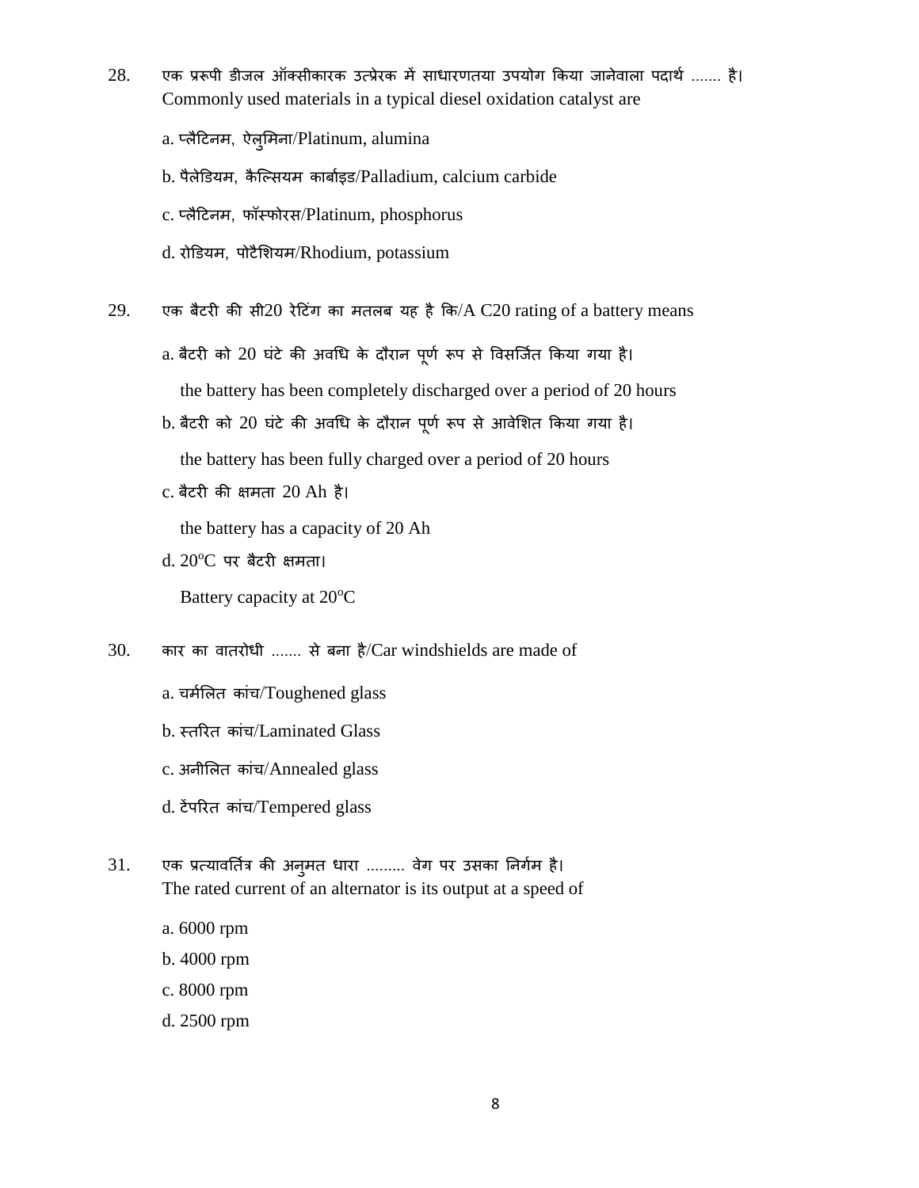28. एक प्ररूपी डीजल ऑक्सीकारक उत्प्रेरक में साधारणतया उपयोग किया जानेवाला पदार्थ ....... है।
Commonly used materials in a typical diesel oxidation catalyst are

a. प्लैटिनम, ऐलुमिना/Platinum, alumina

b. पैलेडियम, कैल्सियम कार्बाइड/Palladium, calcium carbide

c. प्लैटिनम, फॉस्फोरस/Platinum, phosphorus

d. रोडियम, पोटैशियम/Rhodium, potassium

29. एक बैटरी की सी20 रेटिंग का मतलब यह है कि/A C20 rating of a battery means

a. बैटरी को 20 घंटे की अवधि के दौरान पूर्ण रूप से विसर्जित किया गया है।
the battery has been completely discharged over a period of 20 hours

b. बैटरी को 20 घंटे की अवधि के दौरान पूर्ण रूप से आवेशित किया गया है।
the battery has been fully charged over a period of 20 hours

c. बैटरी की क्षमता 20 Ah है।
the battery has a capacity of 20 Ah

d. $20^oC$ पर बैटरी क्षमता।
Battery capacity at $20^oC$

30. कार का वातरोधी ....... से बना है/Car windshields are made of

a. चर्मलित कांच/Toughened glass

b. स्तरित कांच/Laminated Glass

c. अनीलित कांच/Annealed glass

d. टेंपरित कांच/Tempered glass

31. एक प्रत्यावर्तित्र की अनुमत धारा ......... वेग पर उसका निर्गम है।
The rated current of an alternator is its output at a speed of

a. 6000 rpm

b. 4000 rpm

c. 8000 rpm

d. 2500 rpm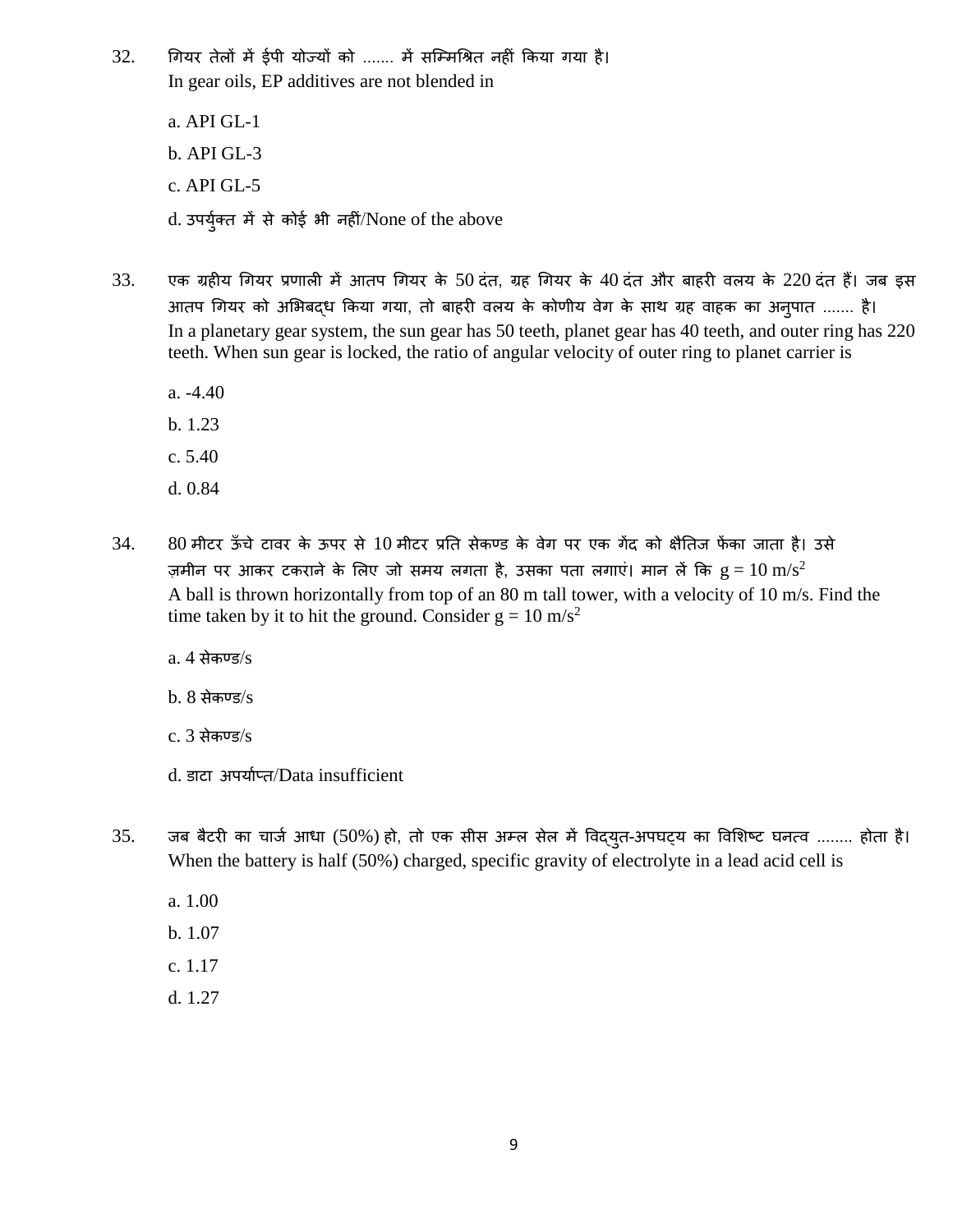32. गियर तेलों में ईपी योज्यों को ....... में सम्मिश्रित नहीं किया गया है।
In gear oils, EP additives are not blended in

a. API GL-1

b. API GL-3

c. API GL-5

d. उपर्युक्त में से कोई भी नहीं/None of the above

33. एक ग्रहीय गियर प्रणाली में आतप गियर के 50 दंत, ग्रह गियर के 40 दंत और बाहरी वलय के 220 दंत हैं। जब इस आतप गियर को अभिबद्ध किया गया, तो बाहरी वलय के कोणीय वेग के साथ ग्रह वाहक का अनुपात ....... है।
In a planetary gear system, the sun gear has 50 teeth, planet gear has 40 teeth, and outer ring has 220 teeth. When sun gear is locked, the ratio of angular velocity of outer ring to planet carrier is

a. -4.40

b. 1.23

c. 5.40

d. 0.84

34. 80 मीटर ऊँचे टावर के ऊपर से 10 मीटर प्रति सेकण्ड के वेग पर एक गेंद को क्षैतिज फेंका जाता है। उसे ज़मीन पर आकर टकराने के लिए जो समय लगता है, उसका पता लगाएं। मान लें कि $g = 10\ m/s^2$
A ball is thrown horizontally from top of an 80 m tall tower, with a velocity of 10 m/s. Find the time taken by it to hit the ground. Consider $g = 10\ m/s^2$

a. 4 सेकण्ड/s

b. 8 सेकण्ड/s

c. 3 सेकण्ड/s

d. डाटा अपर्याप्त/Data insufficient

35. जब बैटरी का चार्ज आधा (50%) हो, तो एक सीस अम्ल सेल में विद्युत-अपघट्य का विशिष्ट घनत्व ........ होता है।
When the battery is half (50%) charged, specific gravity of electrolyte in a lead acid cell is

a. 1.00

b. 1.07

c. 1.17

d. 1.27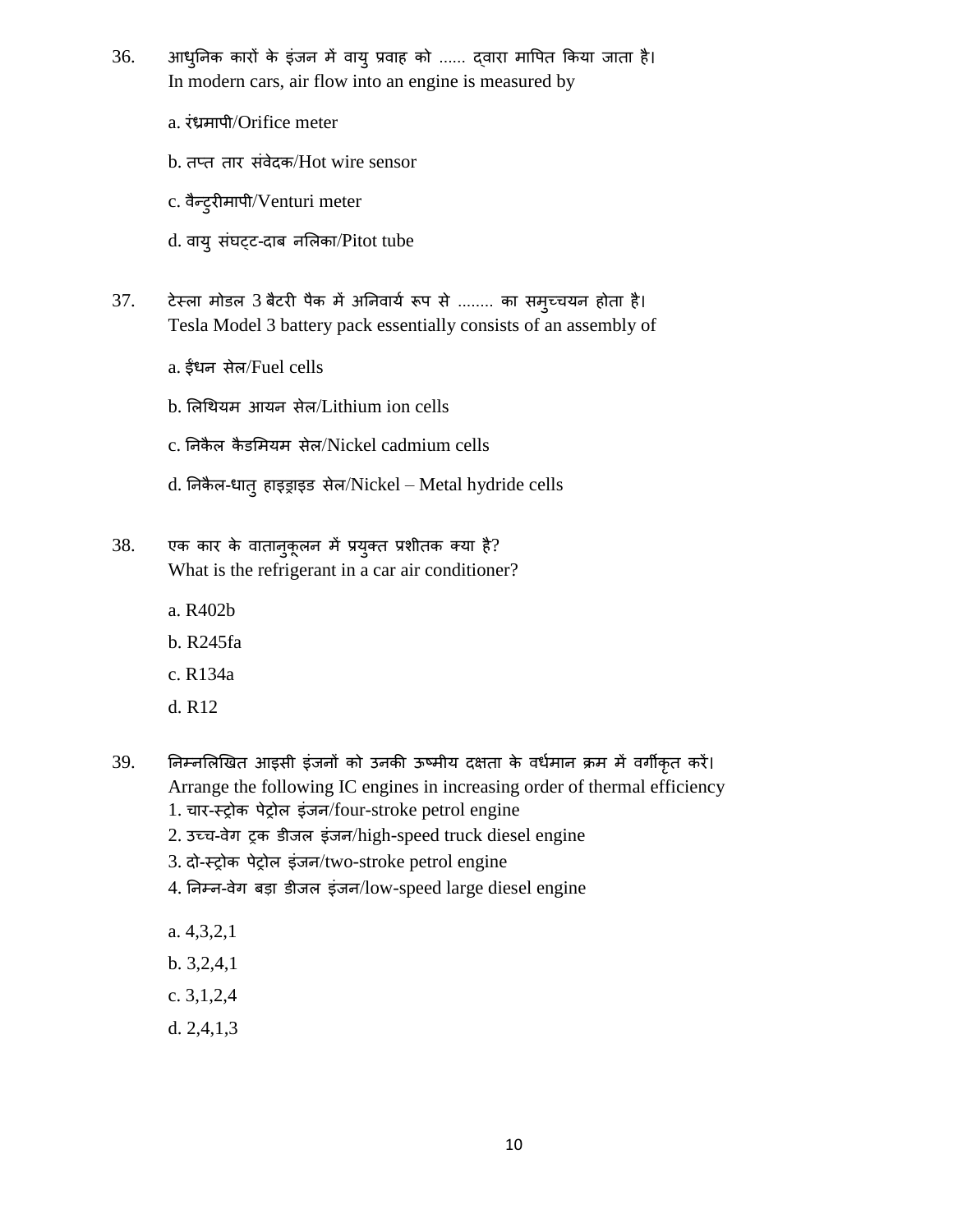36. आधुनिक कारों के इंजन में वायु प्रवाह को ...... द्वारा मापित किया जाता है।
In modern cars, air flow into an engine is measured by

    a. रंध्रमापी/Orifice meter

    b. तप्त तार संवेदक/Hot wire sensor

    c. वैन्टुरीमापी/Venturi meter

    d. वायु संघट्ट-दाब नलिका/Pitot tube

37. टेस्ला मोडल 3 बैटरी पैक में अनिवार्य रूप से ........ का समुच्चयन होता है।
Tesla Model 3 battery pack essentially consists of an assembly of

    a. ईंधन सेल/Fuel cells

    b. लिथियम आयन सेल/Lithium ion cells

    c. निकैल कैडमियम सेल/Nickel cadmium cells

    d. निकैल-धातु हाइड्राइड सेल/Nickel – Metal hydride cells

38. एक कार के वातानुकूलन में प्रयुक्त प्रशीतक क्या है?
What is the refrigerant in a car air conditioner?

    a. R402b

    b. R245fa

    c. R134a

    d. R12

39. निम्नलिखित आइसी इंजनों को उनकी ऊष्मीय दक्षता के वर्धमान क्रम में वर्गीकृत करें।
Arrange the following IC engines in increasing order of thermal efficiency
    1. चार-स्ट्रोक पेट्रोल इंजन/four-stroke petrol engine
    2. उच्च-वेग ट्रक डीजल इंजन/high-speed truck diesel engine
    3. दो-स्ट्रोक पेट्रोल इंजन/two-stroke petrol engine
    4. निम्न-वेग बड़ा डीजल इंजन/low-speed large diesel engine

    a. 4,3,2,1

    b. 3,2,4,1

    c. 3,1,2,4

    d. 2,4,1,3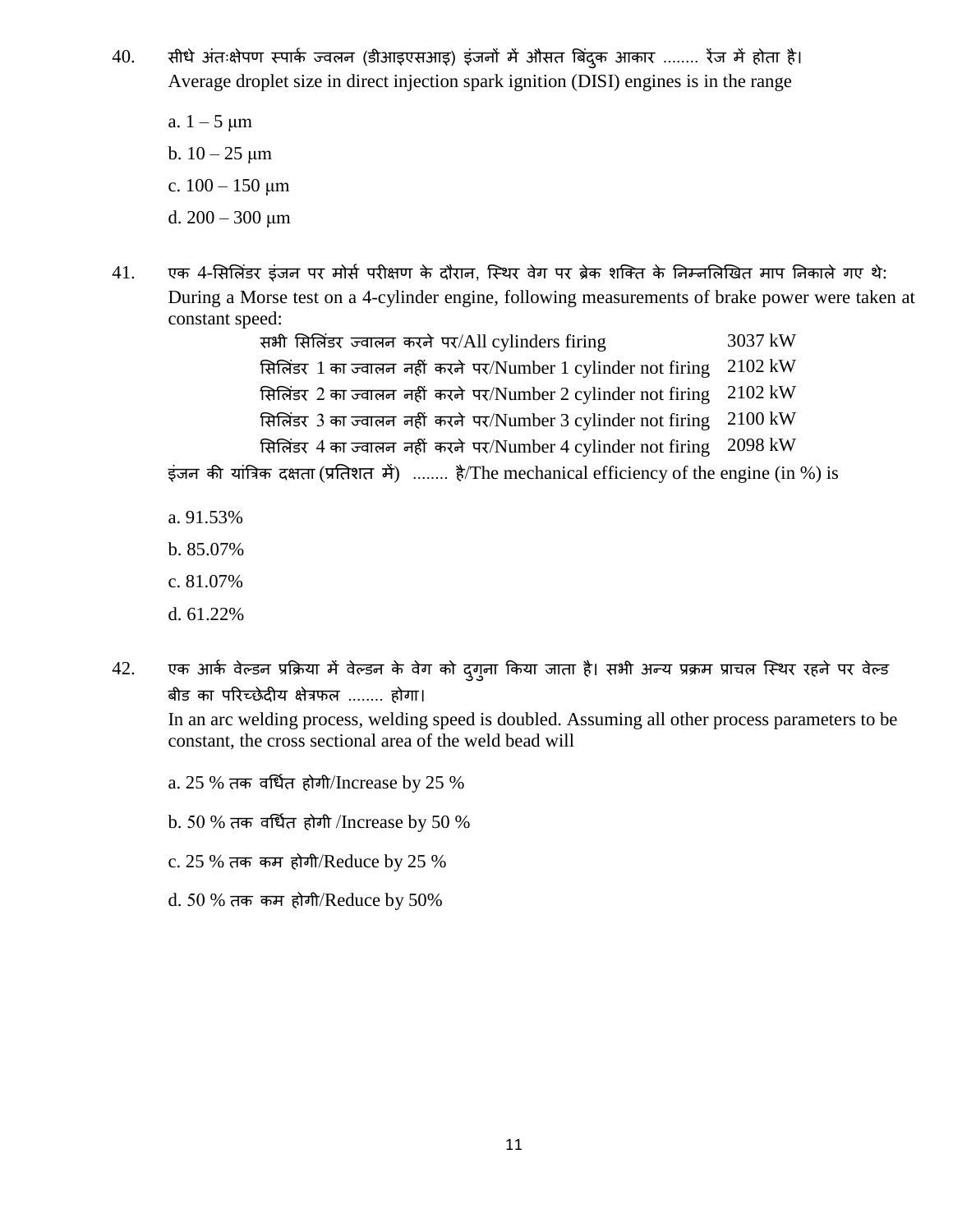40. सीधे अंतःक्षेपण स्पार्क ज्वलन (डीआइएसआइ) इंजनों में औसत बिंदुक आकार ........ रेंज में होता है।
Average droplet size in direct injection spark ignition (DISI) engines is in the range

a. 1 – 5 μm

b. 10 – 25 μm

c. 100 – 150 μm

d. 200 – 300 μm

41. एक 4-सिलिंडर इंजन पर मोर्स परीक्षण के दौरान, स्थिर वेग पर ब्रेक शक्ति के निम्नलिखित माप निकाले गए थे:
During a Morse test on a 4-cylinder engine, following measurements of brake power were taken at constant speed:

| | |
|---|---|
| सभी सिलिंडर ज्वालन करने पर/All cylinders firing | 3037 kW |
| सिलिंडर 1 का ज्वालन नहीं करने पर/Number 1 cylinder not firing | 2102 kW |
| सिलिंडर 2 का ज्वालन नहीं करने पर/Number 2 cylinder not firing | 2102 kW |
| सिलिंडर 3 का ज्वालन नहीं करने पर/Number 3 cylinder not firing | 2100 kW |
| सिलिंडर 4 का ज्वालन नहीं करने पर/Number 4 cylinder not firing | 2098 kW |

इंजन की यांत्रिक दक्षता (प्रतिशत में) ........ है/The mechanical efficiency of the engine (in %) is

a. 91.53%

b. 85.07%

c. 81.07%

d. 61.22%

42. एक आर्क वेल्डन प्रक्रिया में वेल्डन के वेग को दुगुना किया जाता है। सभी अन्य प्रक्रम प्राचल स्थिर रहने पर वेल्ड बीड का परिच्छेदीय क्षेत्रफल ........ होगा।
In an arc welding process, welding speed is doubled. Assuming all other process parameters to be constant, the cross sectional area of the weld bead will

a. 25 % तक वर्धित होगी/Increase by 25 %

b. 50 % तक वर्धित होगी /Increase by 50 %

c. 25 % तक कम होगी/Reduce by 25 %

d. 50 % तक कम होगी/Reduce by 50%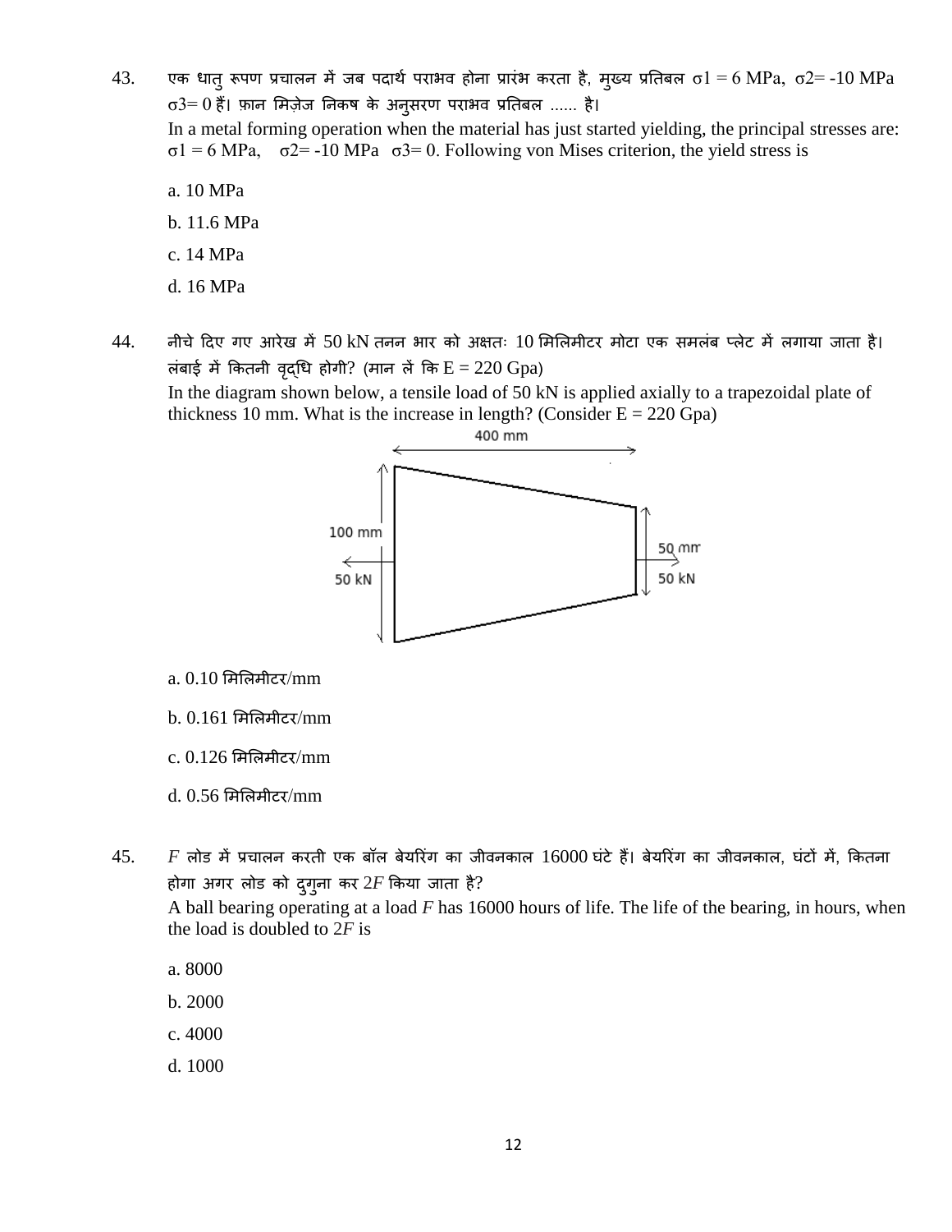43. एक धातु रूपण प्रचालन में जब पदार्थ पराभव होना प्रारंभ करता है, मुख्य प्रतिबल $\sigma 1 = 6$ MPa, $\sigma 2 = -10$ MPa $\sigma 3 = 0$ हैं। फ़ान मिज़ेज निकष के अनुसरण पराभव प्रतिबल ...... है।

    In a metal forming operation when the material has just started yielding, the principal stresses are: $\sigma 1 = 6$ MPa, $\sigma 2 = -10$ MPa $\sigma 3 = 0$. Following von Mises criterion, the yield stress is

    a. 10 MPa

    b. 11.6 MPa

    c. 14 MPa

    d. 16 MPa

44. नीचे दिए गए आरेख में 50 kN तनन भार को अक्षतः 10 मिलिमीटर मोटा एक समलंब प्लेट में लगाया जाता है। लंबाई में कितनी वृद्धि होगी? (मान लें कि E = 220 Gpa)

    In the diagram shown below, a tensile load of 50 kN is applied axially to a trapezoidal plate of thickness 10 mm. What is the increase in length? (Consider E = 220 Gpa)

    400 mm

    100 mm

    50 kN

    50 mm

    50 kN

    a. 0.10 मिलिमीटर/mm

    b. 0.161 मिलिमीटर/mm

    c. 0.126 मिलिमीटर/mm

    d. 0.56 मिलिमीटर/mm

45. $F$ लोड में प्रचालन करती एक बॉल बेयरिंग का जीवनकाल 16000 घंटे हैं। बेयरिंग का जीवनकाल, घंटों में, कितना होगा अगर लोड को दुगुना कर $2F$ किया जाता है?

    A ball bearing operating at a load $F$ has 16000 hours of life. The life of the bearing, in hours, when the load is doubled to $2F$ is

    a. 8000

    b. 2000

    c. 4000

    d. 1000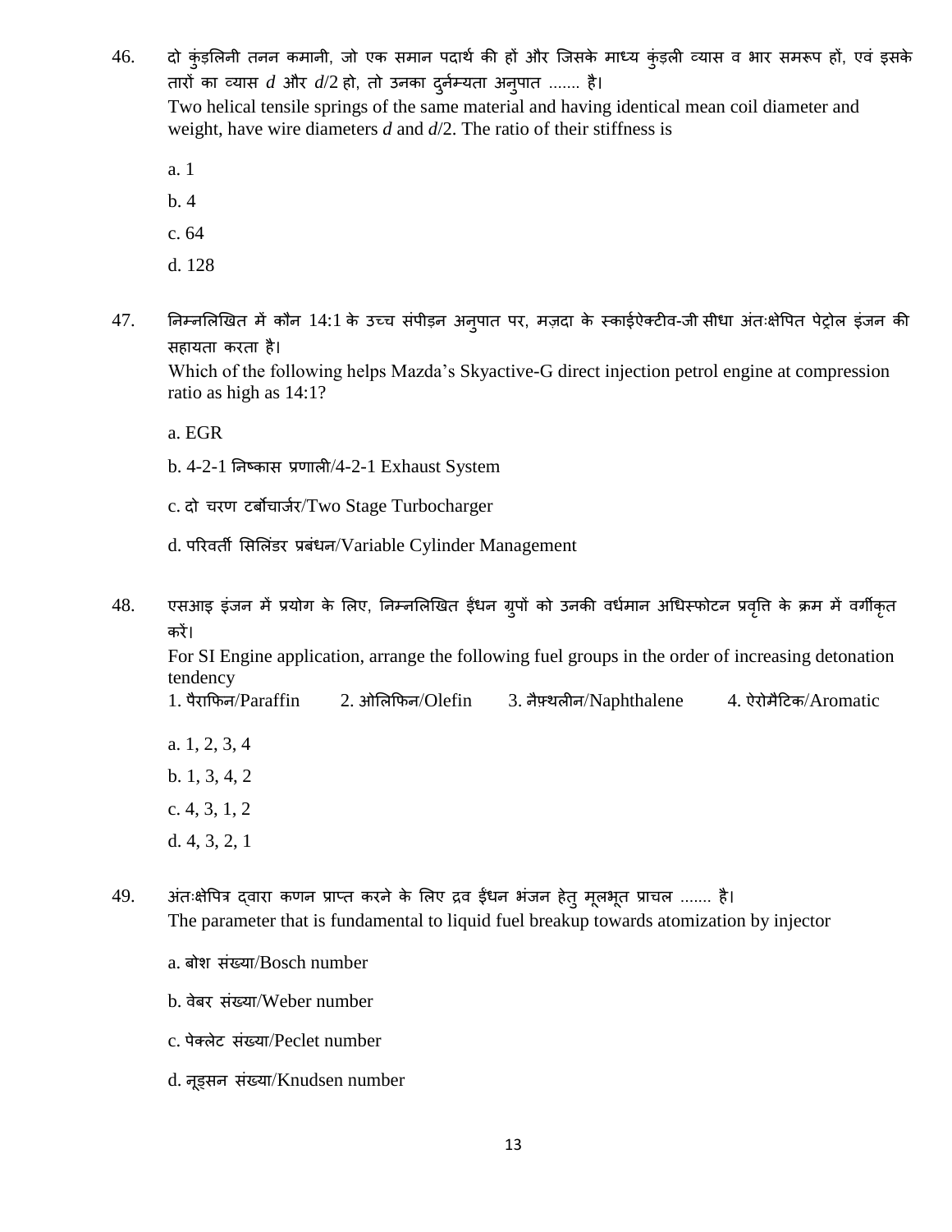46. दो कुंडलिनी तनन कमानी, जो एक समान पदार्थ की हों और जिसके माध्य कुंडली व्यास व भार समरूप हों, एवं इसके तारों का व्यास $d$ और $d/2$ हो, तो उनका दुर्नम्यता अनुपात ....... है।
Two helical tensile springs of the same material and having identical mean coil diameter and weight, have wire diameters $d$ and $d/2$. The ratio of their stiffness is

a. 1

b. 4

c. 64

d. 128

47. निम्नलिखित में कौन 14:1 के उच्च संपीड़न अनुपात पर, मज़दा के स्काईऐक्टीव-जी सीधा अंतःक्षेपित पेट्रोल इंजन की सहायता करता है।
Which of the following helps Mazda's Skyactive-G direct injection petrol engine at compression ratio as high as 14:1?

a. EGR

b. 4-2-1 निष्कास प्रणाली/4-2-1 Exhaust System

c. दो चरण टर्बोचार्जर/Two Stage Turbocharger

d. परिवर्ती सिलिंडर प्रबंधन/Variable Cylinder Management

48. एसआइ इंजन में प्रयोग के लिए, निम्नलिखित ईंधन ग्रुपों को उनकी वर्धमान अधिस्फोटन प्रवृत्ति के क्रम में वर्गीकृत करें।
For SI Engine application, arrange the following fuel groups in the order of increasing detonation tendency
1. पैराफिन/Paraffin 2. ओलिफिन/Olefin 3. नैफ़्थलीन/Naphthalene 4. ऐरोमैटिक/Aromatic

a. 1, 2, 3, 4

b. 1, 3, 4, 2

c. 4, 3, 1, 2

d. 4, 3, 2, 1

49. अंतःक्षेपित्र द्वारा कणन प्राप्त करने के लिए द्रव ईंधन भंजन हेतु मूलभूत प्राचल ....... है।
The parameter that is fundamental to liquid fuel breakup towards atomization by injector

a. बोश संख्या/Bosch number

b. वेबर संख्या/Weber number

c. पेक्लेट संख्या/Peclet number

d. नूड्सन संख्या/Knudsen number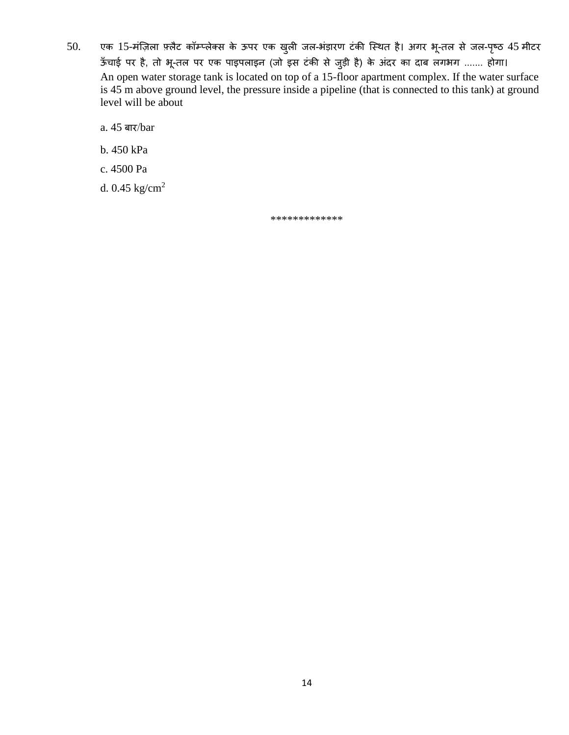50. एक 15-मंज़िला फ़्लैट कॉम्प्लेक्स के ऊपर एक खुली जल-भंडारण टंकी स्थित है। अगर भू-तल से जल-पृष्ठ 45 मीटर ऊँचाई पर है, तो भू-तल पर एक पाइपलाइन (जो इस टंकी से जुड़ी है) के अंदर का दाब लगभग ....... होगा।
An open water storage tank is located on top of a 15-floor apartment complex. If the water surface is 45 m above ground level, the pressure inside a pipeline (that is connected to this tank) at ground level will be about

a. 45 बार/bar

b. 450 kPa

c. 4500 Pa

d. 0.45 $kg/cm^2$

*************